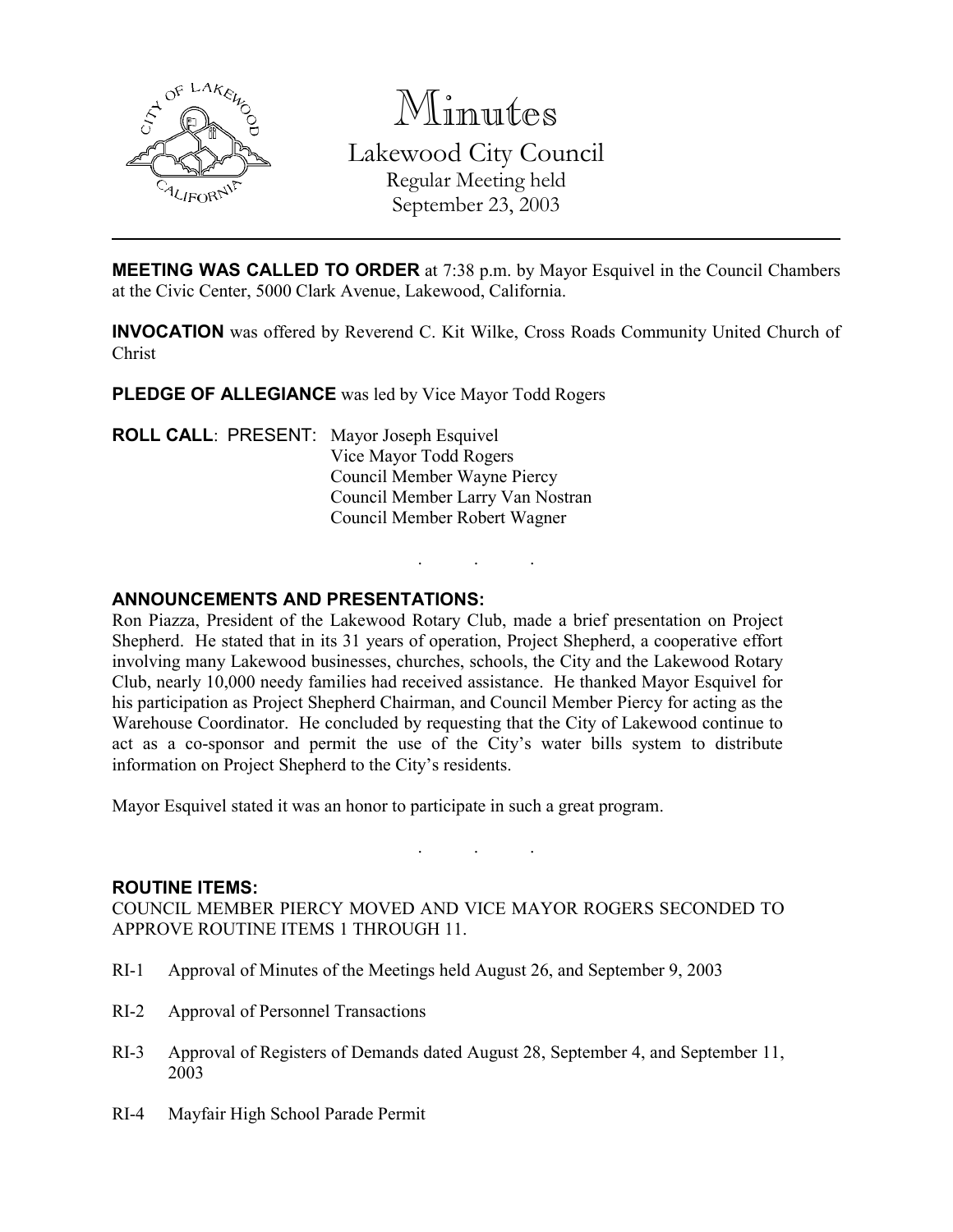# Minutes

## Lakewood City Council

Regular Meeting held
September 23, 2003

---

**MEETING WAS CALLED TO ORDER** at 7:38 p.m. by Mayor Esquivel in the Council Chambers at the Civic Center, 5000 Clark Avenue, Lakewood, California.

**INVOCATION** was offered by Reverend C. Kit Wilke, Cross Roads Community United Church of Christ

**PLEDGE OF ALLEGIANCE** was led by Vice Mayor Todd Rogers

**ROLL CALL**: PRESENT: Mayor Joseph Esquivel
Vice Mayor Todd Rogers
Council Member Wayne Piercy
Council Member Larry Van Nostran
Council Member Robert Wagner

. . .

**ANNOUNCEMENTS AND PRESENTATIONS:**

Ron Piazza, President of the Lakewood Rotary Club, made a brief presentation on Project Shepherd. He stated that in its 31 years of operation, Project Shepherd, a cooperative effort involving many Lakewood businesses, churches, schools, the City and the Lakewood Rotary Club, nearly 10,000 needy families had received assistance. He thanked Mayor Esquivel for his participation as Project Shepherd Chairman, and Council Member Piercy for acting as the Warehouse Coordinator. He concluded by requesting that the City of Lakewood continue to act as a co-sponsor and permit the use of the City's water bills system to distribute information on Project Shepherd to the City's residents.

Mayor Esquivel stated it was an honor to participate in such a great program.

. . .

**ROUTINE ITEMS:**

COUNCIL MEMBER PIERCY MOVED AND VICE MAYOR ROGERS SECONDED TO APPROVE ROUTINE ITEMS 1 THROUGH 11.

RI-1 Approval of Minutes of the Meetings held August 26, and September 9, 2003

RI-2 Approval of Personnel Transactions

RI-3 Approval of Registers of Demands dated August 28, September 4, and September 11, 2003

RI-4 Mayfair High School Parade Permit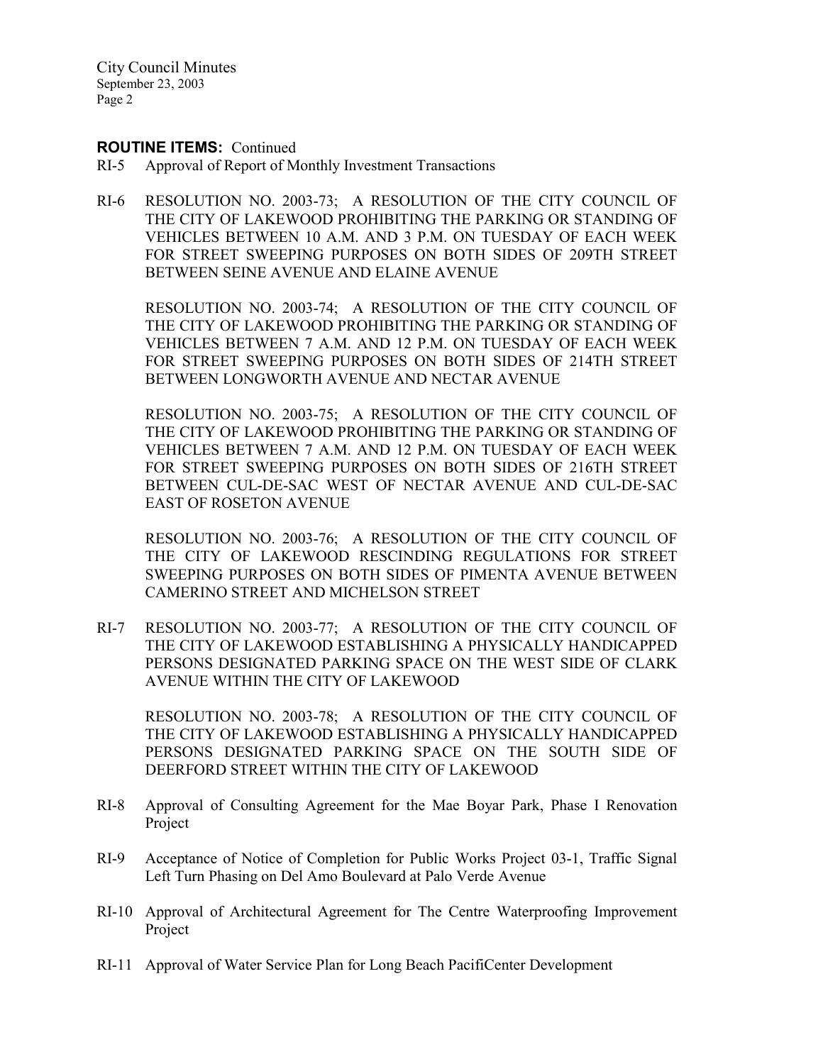**ROUTINE ITEMS:** Continued

RI-5 Approval of Report of Monthly Investment Transactions

RI-6 RESOLUTION NO. 2003-73; A RESOLUTION OF THE CITY COUNCIL OF THE CITY OF LAKEWOOD PROHIBITING THE PARKING OR STANDING OF VEHICLES BETWEEN 10 A.M. AND 3 P.M. ON TUESDAY OF EACH WEEK FOR STREET SWEEPING PURPOSES ON BOTH SIDES OF 209TH STREET BETWEEN SEINE AVENUE AND ELAINE AVENUE

RESOLUTION NO. 2003-74; A RESOLUTION OF THE CITY COUNCIL OF THE CITY OF LAKEWOOD PROHIBITING THE PARKING OR STANDING OF VEHICLES BETWEEN 7 A.M. AND 12 P.M. ON TUESDAY OF EACH WEEK FOR STREET SWEEPING PURPOSES ON BOTH SIDES OF 214TH STREET BETWEEN LONGWORTH AVENUE AND NECTAR AVENUE

RESOLUTION NO. 2003-75; A RESOLUTION OF THE CITY COUNCIL OF THE CITY OF LAKEWOOD PROHIBITING THE PARKING OR STANDING OF VEHICLES BETWEEN 7 A.M. AND 12 P.M. ON TUESDAY OF EACH WEEK FOR STREET SWEEPING PURPOSES ON BOTH SIDES OF 216TH STREET BETWEEN CUL-DE-SAC WEST OF NECTAR AVENUE AND CUL-DE-SAC EAST OF ROSETON AVENUE

RESOLUTION NO. 2003-76; A RESOLUTION OF THE CITY COUNCIL OF THE CITY OF LAKEWOOD RESCINDING REGULATIONS FOR STREET SWEEPING PURPOSES ON BOTH SIDES OF PIMENTA AVENUE BETWEEN CAMERINO STREET AND MICHELSON STREET

RI-7 RESOLUTION NO. 2003-77; A RESOLUTION OF THE CITY COUNCIL OF THE CITY OF LAKEWOOD ESTABLISHING A PHYSICALLY HANDICAPPED PERSONS DESIGNATED PARKING SPACE ON THE WEST SIDE OF CLARK AVENUE WITHIN THE CITY OF LAKEWOOD

RESOLUTION NO. 2003-78; A RESOLUTION OF THE CITY COUNCIL OF THE CITY OF LAKEWOOD ESTABLISHING A PHYSICALLY HANDICAPPED PERSONS DESIGNATED PARKING SPACE ON THE SOUTH SIDE OF DEERFORD STREET WITHIN THE CITY OF LAKEWOOD

RI-8 Approval of Consulting Agreement for the Mae Boyar Park, Phase I Renovation Project

RI-9 Acceptance of Notice of Completion for Public Works Project 03-1, Traffic Signal Left Turn Phasing on Del Amo Boulevard at Palo Verde Avenue

RI-10 Approval of Architectural Agreement for The Centre Waterproofing Improvement Project

RI-11 Approval of Water Service Plan for Long Beach PacifiCenter Development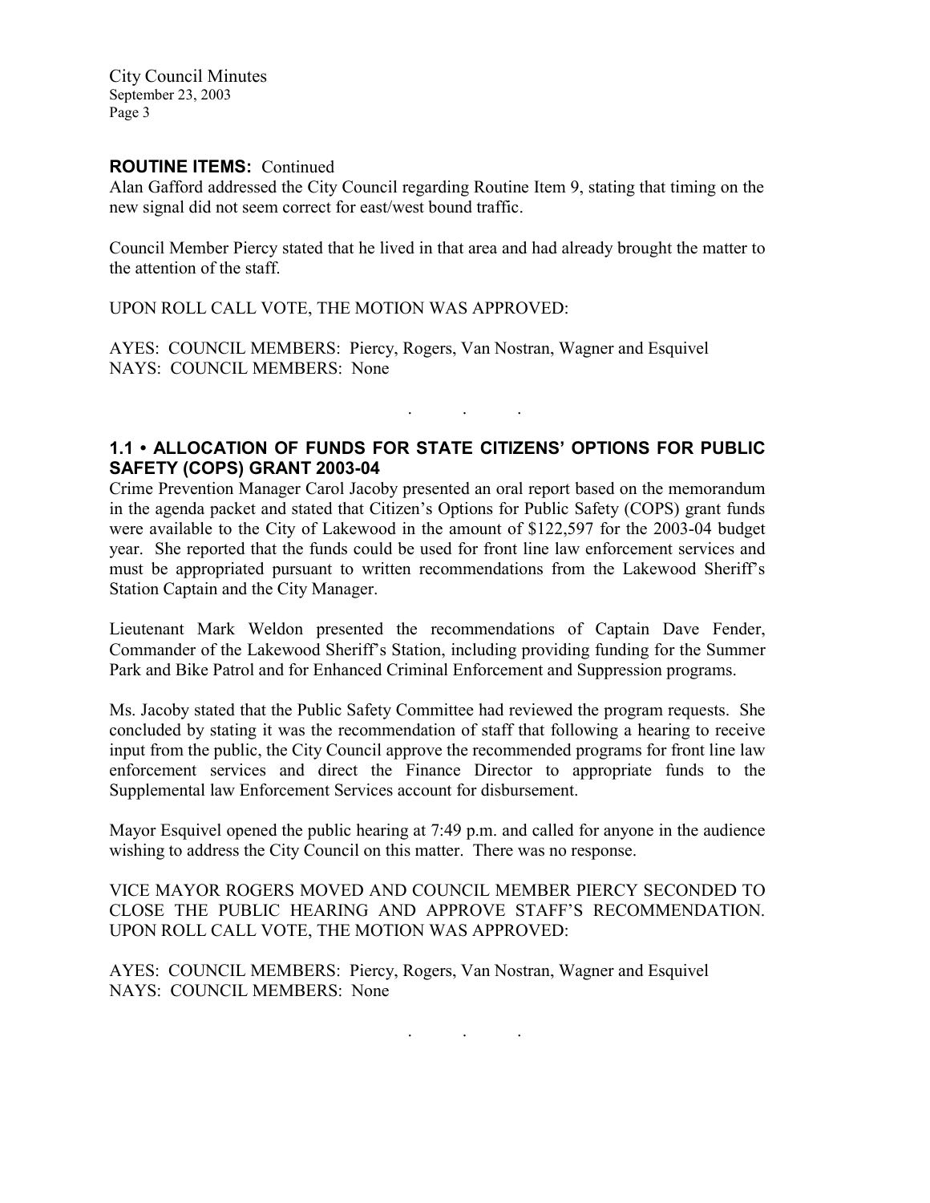**ROUTINE ITEMS:** Continued

Alan Gafford addressed the City Council regarding Routine Item 9, stating that timing on the new signal did not seem correct for east/west bound traffic.

Council Member Piercy stated that he lived in that area and had already brought the matter to the attention of the staff.

UPON ROLL CALL VOTE, THE MOTION WAS APPROVED:

AYES: COUNCIL MEMBERS: Piercy, Rogers, Van Nostran, Wagner and Esquivel
NAYS: COUNCIL MEMBERS: None

. . .

## 1.1 • ALLOCATION OF FUNDS FOR STATE CITIZENS' OPTIONS FOR PUBLIC SAFETY (COPS) GRANT 2003-04

Crime Prevention Manager Carol Jacoby presented an oral report based on the memorandum in the agenda packet and stated that Citizen's Options for Public Safety (COPS) grant funds were available to the City of Lakewood in the amount of $122,597 for the 2003-04 budget year. She reported that the funds could be used for front line law enforcement services and must be appropriated pursuant to written recommendations from the Lakewood Sheriff's Station Captain and the City Manager.

Lieutenant Mark Weldon presented the recommendations of Captain Dave Fender, Commander of the Lakewood Sheriff's Station, including providing funding for the Summer Park and Bike Patrol and for Enhanced Criminal Enforcement and Suppression programs.

Ms. Jacoby stated that the Public Safety Committee had reviewed the program requests. She concluded by stating it was the recommendation of staff that following a hearing to receive input from the public, the City Council approve the recommended programs for front line law enforcement services and direct the Finance Director to appropriate funds to the Supplemental law Enforcement Services account for disbursement.

Mayor Esquivel opened the public hearing at 7:49 p.m. and called for anyone in the audience wishing to address the City Council on this matter. There was no response.

VICE MAYOR ROGERS MOVED AND COUNCIL MEMBER PIERCY SECONDED TO CLOSE THE PUBLIC HEARING AND APPROVE STAFF'S RECOMMENDATION. UPON ROLL CALL VOTE, THE MOTION WAS APPROVED:

AYES: COUNCIL MEMBERS: Piercy, Rogers, Van Nostran, Wagner and Esquivel
NAYS: COUNCIL MEMBERS: None

. . .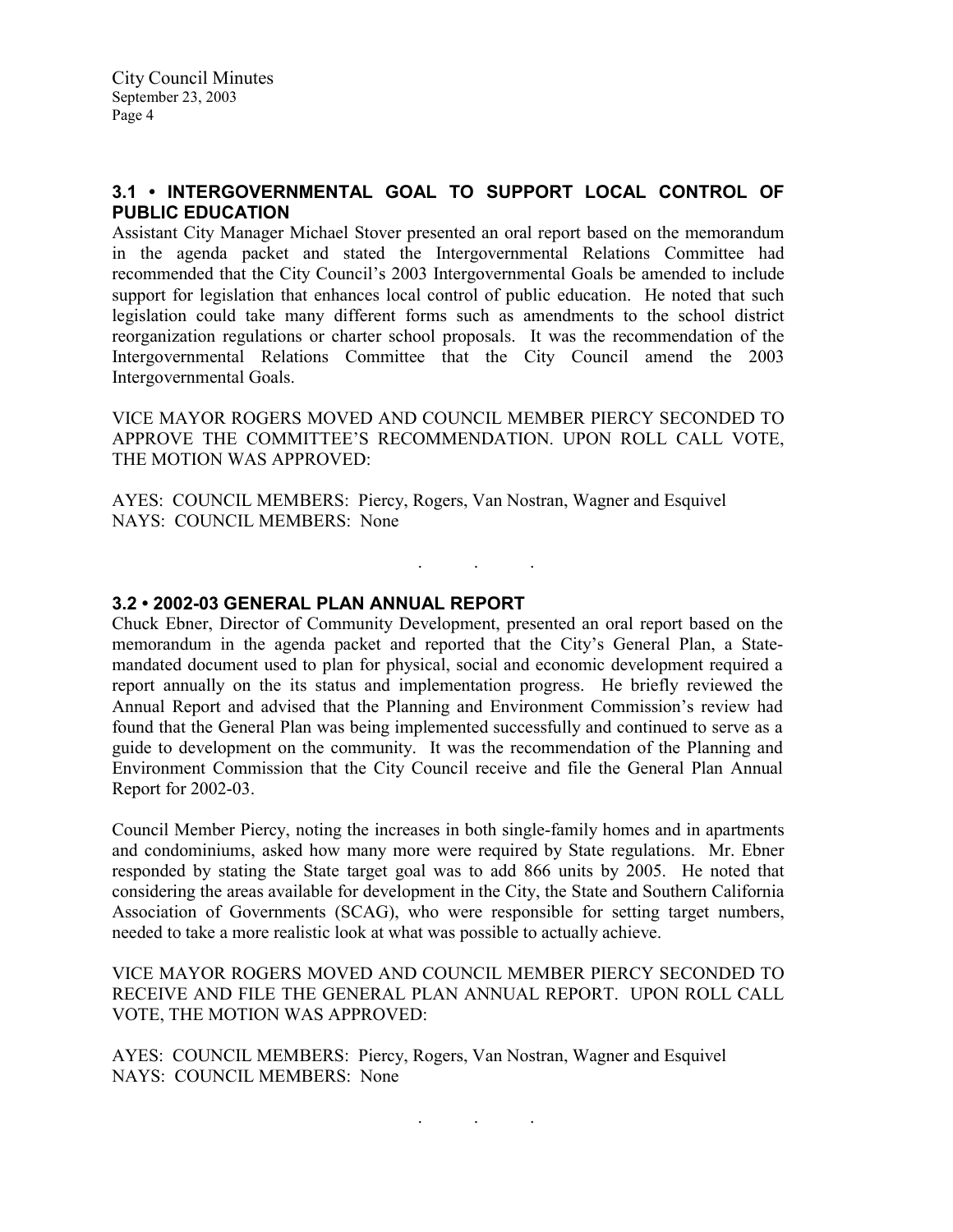### 3.1 • INTERGOVERNMENTAL GOAL TO SUPPORT LOCAL CONTROL OF PUBLIC EDUCATION

Assistant City Manager Michael Stover presented an oral report based on the memorandum in the agenda packet and stated the Intergovernmental Relations Committee had recommended that the City Council's 2003 Intergovernmental Goals be amended to include support for legislation that enhances local control of public education. He noted that such legislation could take many different forms such as amendments to the school district reorganization regulations or charter school proposals. It was the recommendation of the Intergovernmental Relations Committee that the City Council amend the 2003 Intergovernmental Goals.

VICE MAYOR ROGERS MOVED AND COUNCIL MEMBER PIERCY SECONDED TO APPROVE THE COMMITTEE'S RECOMMENDATION. UPON ROLL CALL VOTE, THE MOTION WAS APPROVED:

AYES: COUNCIL MEMBERS: Piercy, Rogers, Van Nostran, Wagner and Esquivel
NAYS: COUNCIL MEMBERS: None

. . .

### 3.2 • 2002-03 GENERAL PLAN ANNUAL REPORT

Chuck Ebner, Director of Community Development, presented an oral report based on the memorandum in the agenda packet and reported that the City's General Plan, a State-mandated document used to plan for physical, social and economic development required a report annually on the its status and implementation progress. He briefly reviewed the Annual Report and advised that the Planning and Environment Commission's review had found that the General Plan was being implemented successfully and continued to serve as a guide to development on the community. It was the recommendation of the Planning and Environment Commission that the City Council receive and file the General Plan Annual Report for 2002-03.

Council Member Piercy, noting the increases in both single-family homes and in apartments and condominiums, asked how many more were required by State regulations. Mr. Ebner responded by stating the State target goal was to add 866 units by 2005. He noted that considering the areas available for development in the City, the State and Southern California Association of Governments (SCAG), who were responsible for setting target numbers, needed to take a more realistic look at what was possible to actually achieve.

VICE MAYOR ROGERS MOVED AND COUNCIL MEMBER PIERCY SECONDED TO RECEIVE AND FILE THE GENERAL PLAN ANNUAL REPORT. UPON ROLL CALL VOTE, THE MOTION WAS APPROVED:

AYES: COUNCIL MEMBERS: Piercy, Rogers, Van Nostran, Wagner and Esquivel
NAYS: COUNCIL MEMBERS: None

. . .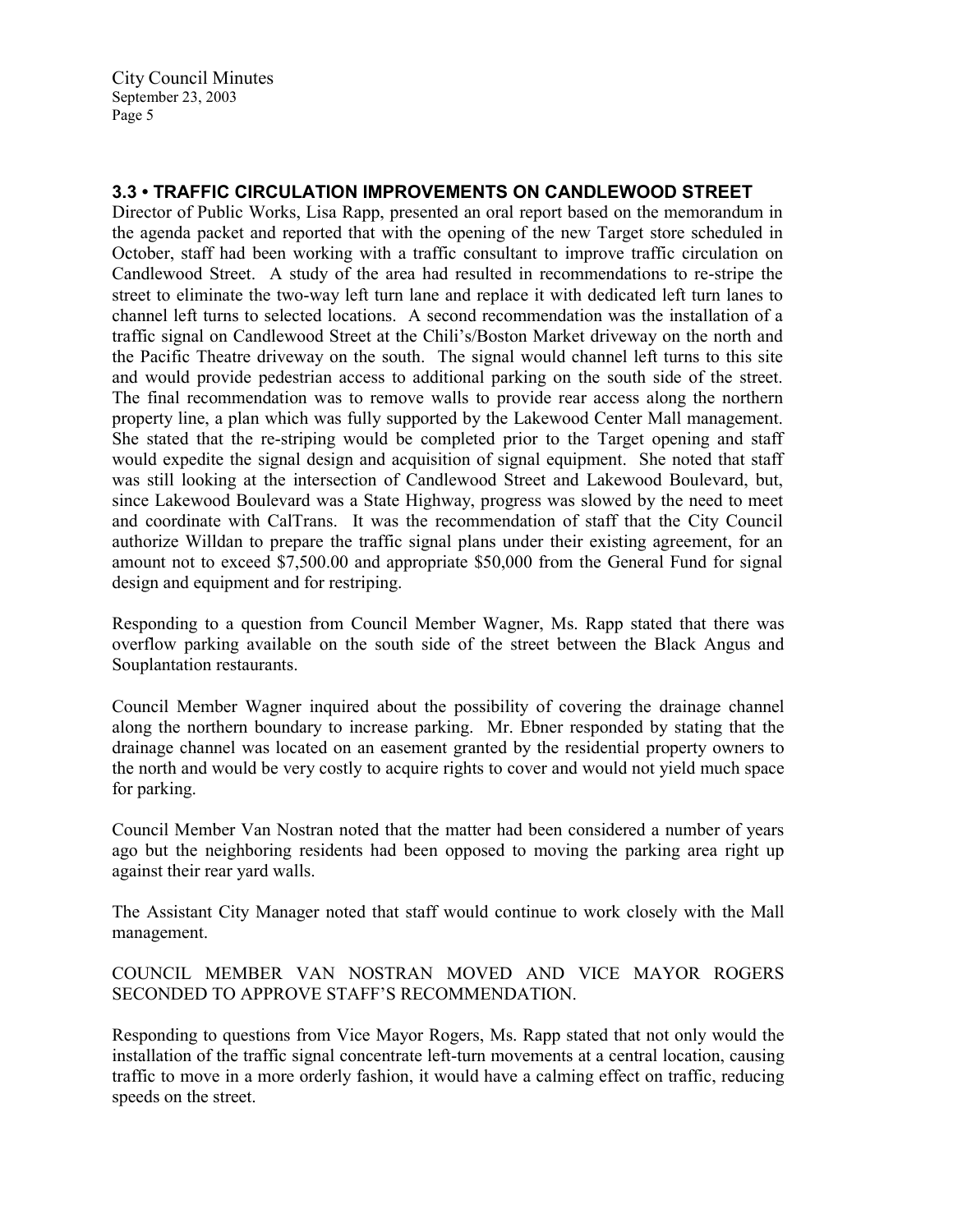### 3.3 • TRAFFIC CIRCULATION IMPROVEMENTS ON CANDLEWOOD STREET

Director of Public Works, Lisa Rapp, presented an oral report based on the memorandum in the agenda packet and reported that with the opening of the new Target store scheduled in October, staff had been working with a traffic consultant to improve traffic circulation on Candlewood Street. A study of the area had resulted in recommendations to re-stripe the street to eliminate the two-way left turn lane and replace it with dedicated left turn lanes to channel left turns to selected locations. A second recommendation was the installation of a traffic signal on Candlewood Street at the Chili's/Boston Market driveway on the north and the Pacific Theatre driveway on the south. The signal would channel left turns to this site and would provide pedestrian access to additional parking on the south side of the street. The final recommendation was to remove walls to provide rear access along the northern property line, a plan which was fully supported by the Lakewood Center Mall management. She stated that the re-striping would be completed prior to the Target opening and staff would expedite the signal design and acquisition of signal equipment. She noted that staff was still looking at the intersection of Candlewood Street and Lakewood Boulevard, but, since Lakewood Boulevard was a State Highway, progress was slowed by the need to meet and coordinate with CalTrans. It was the recommendation of staff that the City Council authorize Willdan to prepare the traffic signal plans under their existing agreement, for an amount not to exceed $7,500.00 and appropriate $50,000 from the General Fund for signal design and equipment and for restriping.

Responding to a question from Council Member Wagner, Ms. Rapp stated that there was overflow parking available on the south side of the street between the Black Angus and Souplantation restaurants.

Council Member Wagner inquired about the possibility of covering the drainage channel along the northern boundary to increase parking. Mr. Ebner responded by stating that the drainage channel was located on an easement granted by the residential property owners to the north and would be very costly to acquire rights to cover and would not yield much space for parking.

Council Member Van Nostran noted that the matter had been considered a number of years ago but the neighboring residents had been opposed to moving the parking area right up against their rear yard walls.

The Assistant City Manager noted that staff would continue to work closely with the Mall management.

COUNCIL MEMBER VAN NOSTRAN MOVED AND VICE MAYOR ROGERS SECONDED TO APPROVE STAFF'S RECOMMENDATION.

Responding to questions from Vice Mayor Rogers, Ms. Rapp stated that not only would the installation of the traffic signal concentrate left-turn movements at a central location, causing traffic to move in a more orderly fashion, it would have a calming effect on traffic, reducing speeds on the street.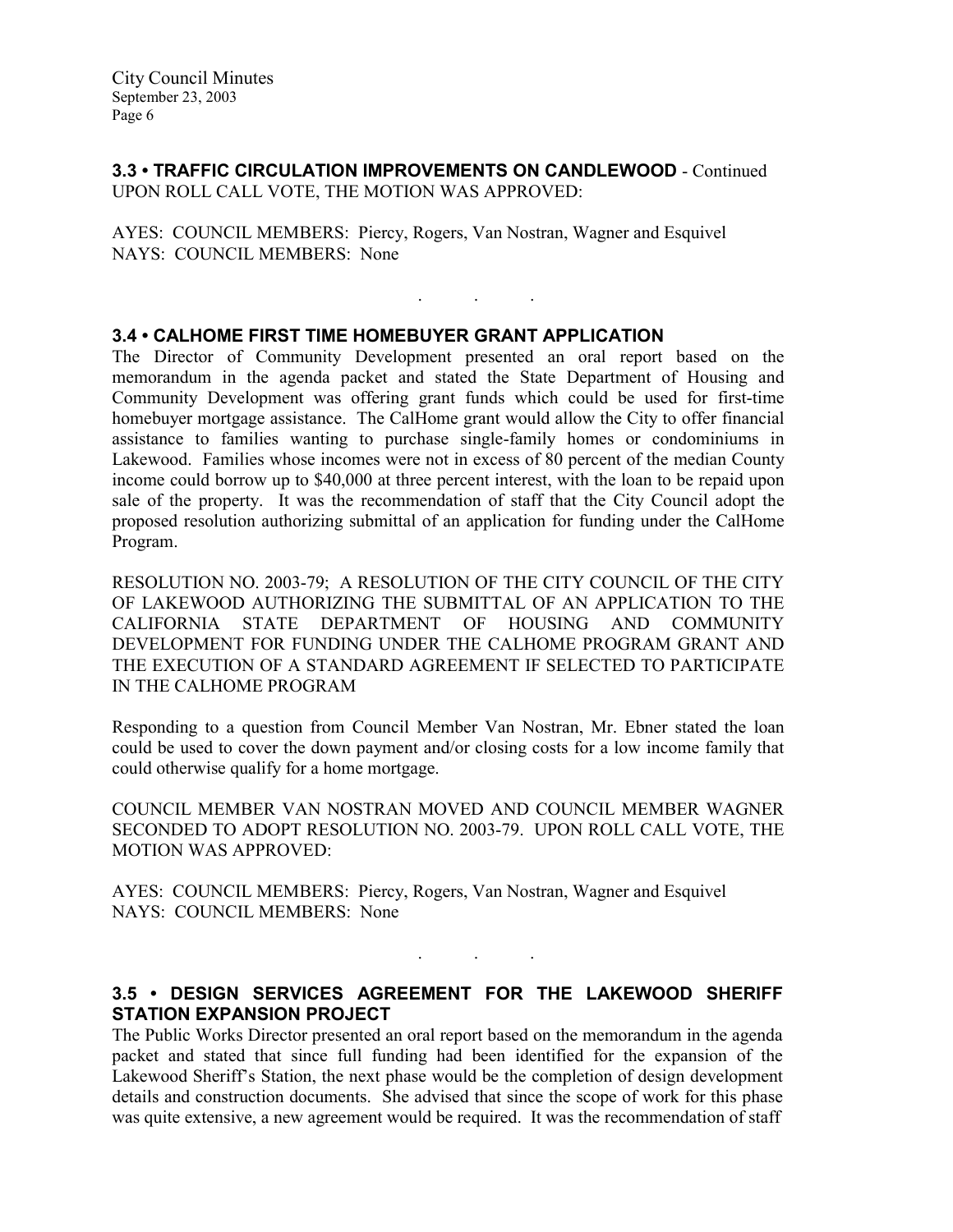### 3.3 • TRAFFIC CIRCULATION IMPROVEMENTS ON CANDLEWOOD - Continued

UPON ROLL CALL VOTE, THE MOTION WAS APPROVED:

AYES: COUNCIL MEMBERS: Piercy, Rogers, Van Nostran, Wagner and Esquivel
NAYS: COUNCIL MEMBERS: None

. . .

### 3.4 • CALHOME FIRST TIME HOMEBUYER GRANT APPLICATION

The Director of Community Development presented an oral report based on the memorandum in the agenda packet and stated the State Department of Housing and Community Development was offering grant funds which could be used for first-time homebuyer mortgage assistance. The CalHome grant would allow the City to offer financial assistance to families wanting to purchase single-family homes or condominiums in Lakewood. Families whose incomes were not in excess of 80 percent of the median County income could borrow up to $40,000 at three percent interest, with the loan to be repaid upon sale of the property. It was the recommendation of staff that the City Council adopt the proposed resolution authorizing submittal of an application for funding under the CalHome Program.

RESOLUTION NO. 2003-79; A RESOLUTION OF THE CITY COUNCIL OF THE CITY OF LAKEWOOD AUTHORIZING THE SUBMITTAL OF AN APPLICATION TO THE CALIFORNIA STATE DEPARTMENT OF HOUSING AND COMMUNITY DEVELOPMENT FOR FUNDING UNDER THE CALHOME PROGRAM GRANT AND THE EXECUTION OF A STANDARD AGREEMENT IF SELECTED TO PARTICIPATE IN THE CALHOME PROGRAM

Responding to a question from Council Member Van Nostran, Mr. Ebner stated the loan could be used to cover the down payment and/or closing costs for a low income family that could otherwise qualify for a home mortgage.

COUNCIL MEMBER VAN NOSTRAN MOVED AND COUNCIL MEMBER WAGNER SECONDED TO ADOPT RESOLUTION NO. 2003-79. UPON ROLL CALL VOTE, THE MOTION WAS APPROVED:

AYES: COUNCIL MEMBERS: Piercy, Rogers, Van Nostran, Wagner and Esquivel
NAYS: COUNCIL MEMBERS: None

. . .

### 3.5 • DESIGN SERVICES AGREEMENT FOR THE LAKEWOOD SHERIFF STATION EXPANSION PROJECT

The Public Works Director presented an oral report based on the memorandum in the agenda packet and stated that since full funding had been identified for the expansion of the Lakewood Sheriff's Station, the next phase would be the completion of design development details and construction documents. She advised that since the scope of work for this phase was quite extensive, a new agreement would be required. It was the recommendation of staff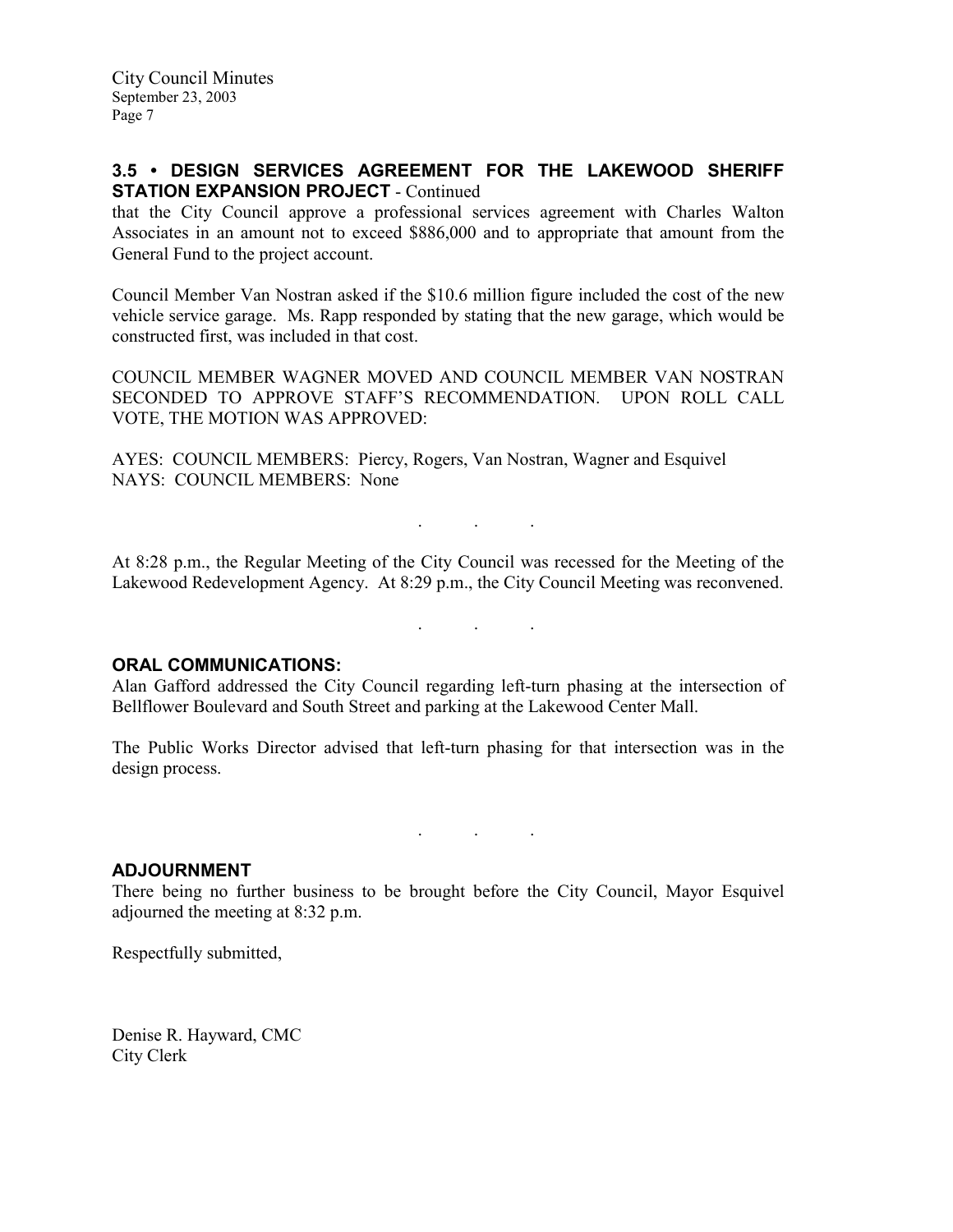**3.5 • DESIGN SERVICES AGREEMENT FOR THE LAKEWOOD SHERIFF STATION EXPANSION PROJECT** - Continued

that the City Council approve a professional services agreement with Charles Walton Associates in an amount not to exceed $886,000 and to appropriate that amount from the General Fund to the project account.

Council Member Van Nostran asked if the $10.6 million figure included the cost of the new vehicle service garage. Ms. Rapp responded by stating that the new garage, which would be constructed first, was included in that cost.

COUNCIL MEMBER WAGNER MOVED AND COUNCIL MEMBER VAN NOSTRAN SECONDED TO APPROVE STAFF'S RECOMMENDATION. UPON ROLL CALL VOTE, THE MOTION WAS APPROVED:

AYES: COUNCIL MEMBERS: Piercy, Rogers, Van Nostran, Wagner and Esquivel
NAYS: COUNCIL MEMBERS: None

. . .

At 8:28 p.m., the Regular Meeting of the City Council was recessed for the Meeting of the Lakewood Redevelopment Agency. At 8:29 p.m., the City Council Meeting was reconvened.

. . .

**ORAL COMMUNICATIONS:**

Alan Gafford addressed the City Council regarding left-turn phasing at the intersection of Bellflower Boulevard and South Street and parking at the Lakewood Center Mall.

The Public Works Director advised that left-turn phasing for that intersection was in the design process.

. . .

**ADJOURNMENT**

There being no further business to be brought before the City Council, Mayor Esquivel adjourned the meeting at 8:32 p.m.

Respectfully submitted,

Denise R. Hayward, CMC
City Clerk